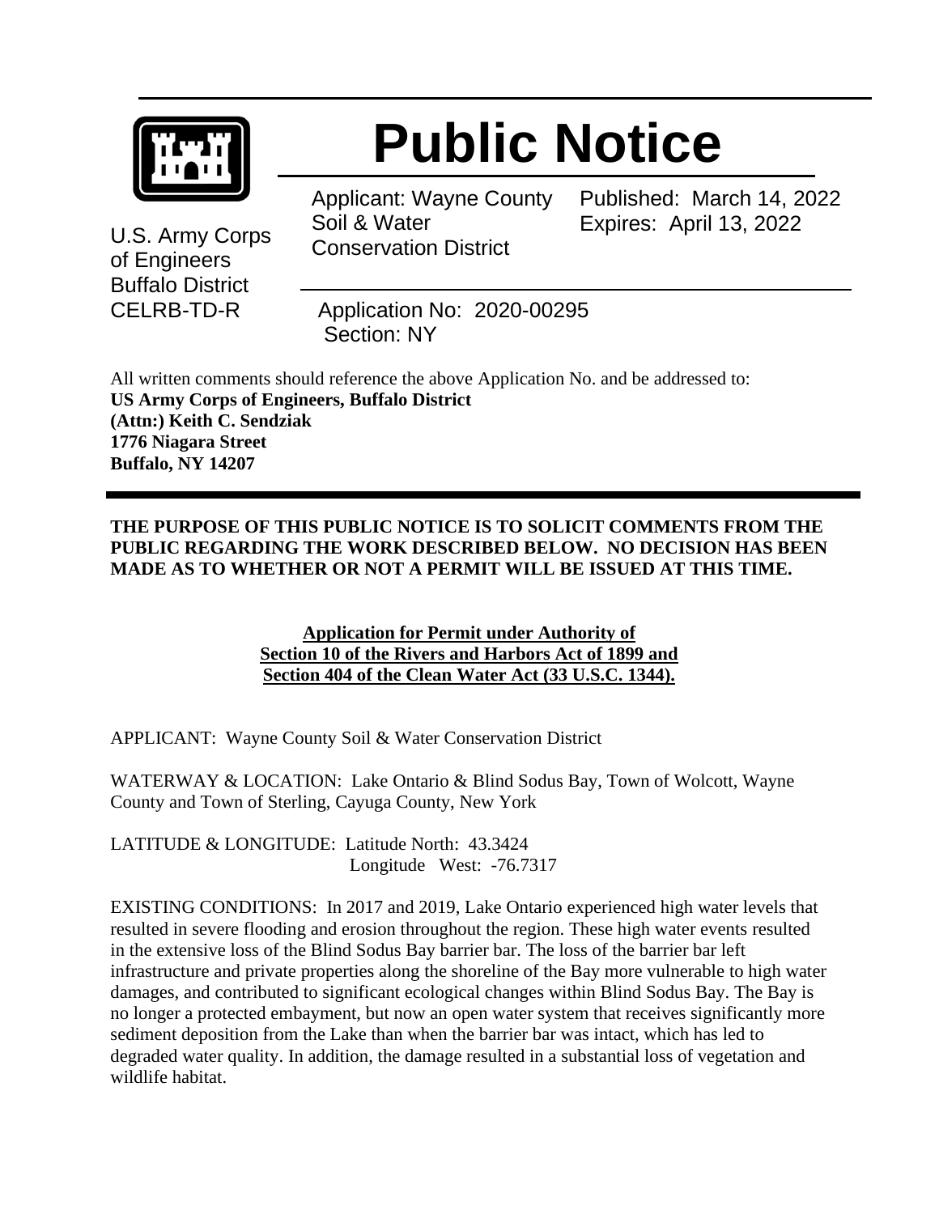# Public Notice

U.S. Army Corps of Engineers
Buffalo District
CELRB-TD-R

Applicant: Wayne County Soil & Water Conservation District

Published: March 14, 2022
Expires: April 13, 2022

Application No: 2020-00295
Section: NY

All written comments should reference the above Application No. and be addressed to:
**US Army Corps of Engineers, Buffalo District**
**(Attn:) Keith C. Sendziak**
**1776 Niagara Street**
**Buffalo, NY 14207**

**THE PURPOSE OF THIS PUBLIC NOTICE IS TO SOLICIT COMMENTS FROM THE PUBLIC REGARDING THE WORK DESCRIBED BELOW. NO DECISION HAS BEEN MADE AS TO WHETHER OR NOT A PERMIT WILL BE ISSUED AT THIS TIME.**

**Application for Permit under Authority of**
**Section 10 of the Rivers and Harbors Act of 1899 and**
**Section 404 of the Clean Water Act (33 U.S.C. 1344).**

APPLICANT: Wayne County Soil & Water Conservation District

WATERWAY & LOCATION: Lake Ontario & Blind Sodus Bay, Town of Wolcott, Wayne County and Town of Sterling, Cayuga County, New York

LATITUDE & LONGITUDE: Latitude North: 43.3424
Longitude West: -76.7317

EXISTING CONDITIONS: In 2017 and 2019, Lake Ontario experienced high water levels that resulted in severe flooding and erosion throughout the region. These high water events resulted in the extensive loss of the Blind Sodus Bay barrier bar. The loss of the barrier bar left infrastructure and private properties along the shoreline of the Bay more vulnerable to high water damages, and contributed to significant ecological changes within Blind Sodus Bay. The Bay is no longer a protected embayment, but now an open water system that receives significantly more sediment deposition from the Lake than when the barrier bar was intact, which has led to degraded water quality. In addition, the damage resulted in a substantial loss of vegetation and wildlife habitat.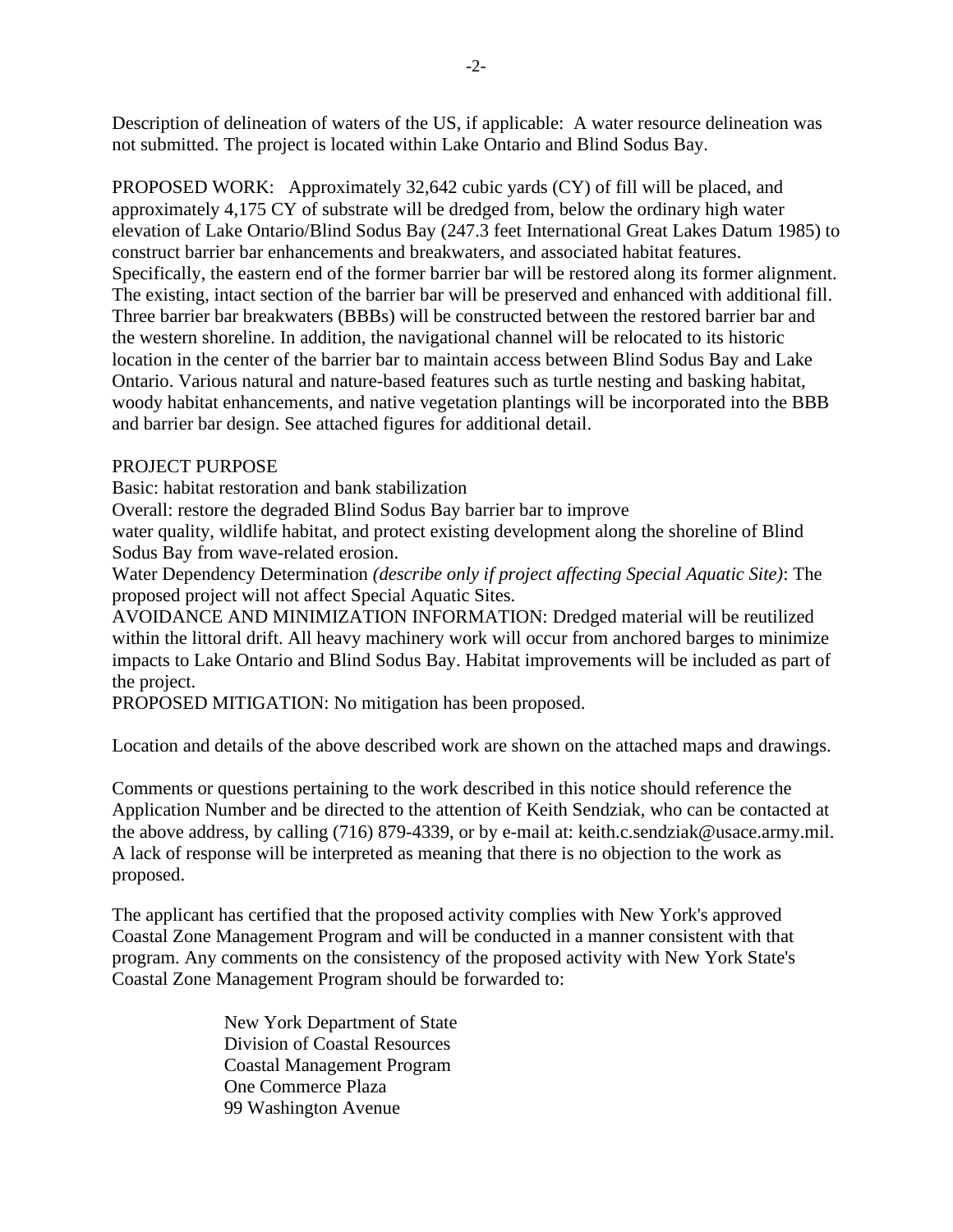Description of delineation of waters of the US, if applicable: A water resource delineation was not submitted. The project is located within Lake Ontario and Blind Sodus Bay.

PROPOSED WORK: Approximately 32,642 cubic yards (CY) of fill will be placed, and approximately 4,175 CY of substrate will be dredged from, below the ordinary high water elevation of Lake Ontario/Blind Sodus Bay (247.3 feet International Great Lakes Datum 1985) to construct barrier bar enhancements and breakwaters, and associated habitat features. Specifically, the eastern end of the former barrier bar will be restored along its former alignment. The existing, intact section of the barrier bar will be preserved and enhanced with additional fill. Three barrier bar breakwaters (BBBs) will be constructed between the restored barrier bar and the western shoreline. In addition, the navigational channel will be relocated to its historic location in the center of the barrier bar to maintain access between Blind Sodus Bay and Lake Ontario. Various natural and nature-based features such as turtle nesting and basking habitat, woody habitat enhancements, and native vegetation plantings will be incorporated into the BBB and barrier bar design. See attached figures for additional detail.

PROJECT PURPOSE
Basic: habitat restoration and bank stabilization
Overall: restore the degraded Blind Sodus Bay barrier bar to improve
water quality, wildlife habitat, and protect existing development along the shoreline of Blind Sodus Bay from wave-related erosion.
Water Dependency Determination *(describe only if project affecting Special Aquatic Site)*: The proposed project will not affect Special Aquatic Sites.
AVOIDANCE AND MINIMIZATION INFORMATION: Dredged material will be reutilized within the littoral drift. All heavy machinery work will occur from anchored barges to minimize impacts to Lake Ontario and Blind Sodus Bay. Habitat improvements will be included as part of the project.
PROPOSED MITIGATION: No mitigation has been proposed.

Location and details of the above described work are shown on the attached maps and drawings.

Comments or questions pertaining to the work described in this notice should reference the Application Number and be directed to the attention of Keith Sendziak, who can be contacted at the above address, by calling (716) 879-4339, or by e-mail at: keith.c.sendziak@usace.army.mil. A lack of response will be interpreted as meaning that there is no objection to the work as proposed.

The applicant has certified that the proposed activity complies with New York's approved Coastal Zone Management Program and will be conducted in a manner consistent with that program. Any comments on the consistency of the proposed activity with New York State's Coastal Zone Management Program should be forwarded to:

New York Department of State
Division of Coastal Resources
Coastal Management Program
One Commerce Plaza
99 Washington Avenue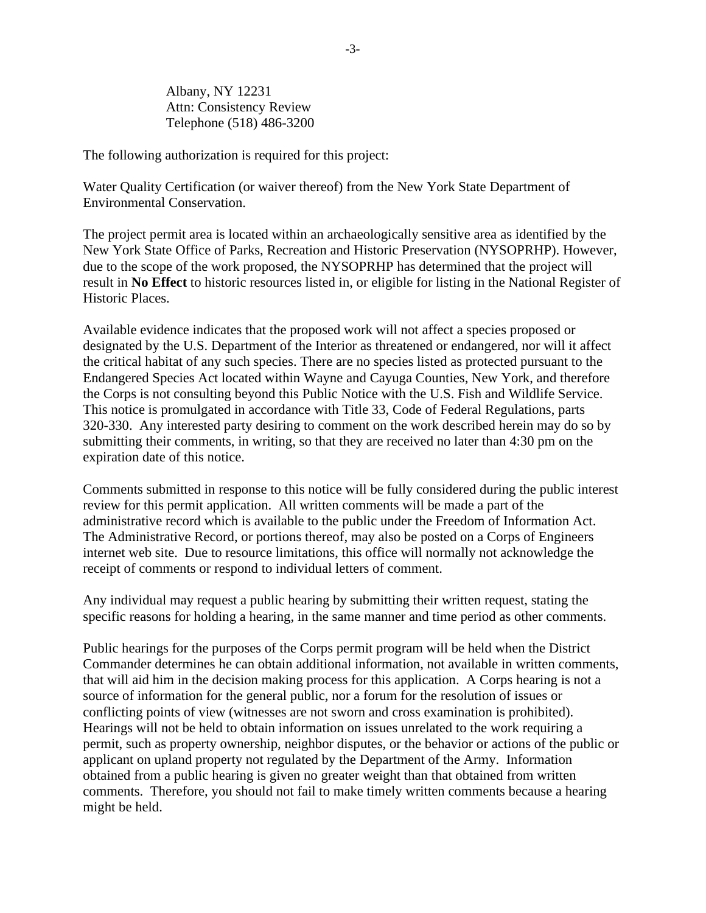Albany, NY 12231
Attn: Consistency Review
Telephone (518) 486-3200

The following authorization is required for this project:

Water Quality Certification (or waiver thereof) from the New York State Department of Environmental Conservation.

The project permit area is located within an archaeologically sensitive area as identified by the New York State Office of Parks, Recreation and Historic Preservation (NYSOPRHP). However, due to the scope of the work proposed, the NYSOPRHP has determined that the project will result in **No Effect** to historic resources listed in, or eligible for listing in the National Register of Historic Places.

Available evidence indicates that the proposed work will not affect a species proposed or designated by the U.S. Department of the Interior as threatened or endangered, nor will it affect the critical habitat of any such species. There are no species listed as protected pursuant to the Endangered Species Act located within Wayne and Cayuga Counties, New York, and therefore the Corps is not consulting beyond this Public Notice with the U.S. Fish and Wildlife Service. This notice is promulgated in accordance with Title 33, Code of Federal Regulations, parts 320-330. Any interested party desiring to comment on the work described herein may do so by submitting their comments, in writing, so that they are received no later than 4:30 pm on the expiration date of this notice.

Comments submitted in response to this notice will be fully considered during the public interest review for this permit application. All written comments will be made a part of the administrative record which is available to the public under the Freedom of Information Act. The Administrative Record, or portions thereof, may also be posted on a Corps of Engineers internet web site. Due to resource limitations, this office will normally not acknowledge the receipt of comments or respond to individual letters of comment.

Any individual may request a public hearing by submitting their written request, stating the specific reasons for holding a hearing, in the same manner and time period as other comments.

Public hearings for the purposes of the Corps permit program will be held when the District Commander determines he can obtain additional information, not available in written comments, that will aid him in the decision making process for this application. A Corps hearing is not a source of information for the general public, nor a forum for the resolution of issues or conflicting points of view (witnesses are not sworn and cross examination is prohibited). Hearings will not be held to obtain information on issues unrelated to the work requiring a permit, such as property ownership, neighbor disputes, or the behavior or actions of the public or applicant on upland property not regulated by the Department of the Army. Information obtained from a public hearing is given no greater weight than that obtained from written comments. Therefore, you should not fail to make timely written comments because a hearing might be held.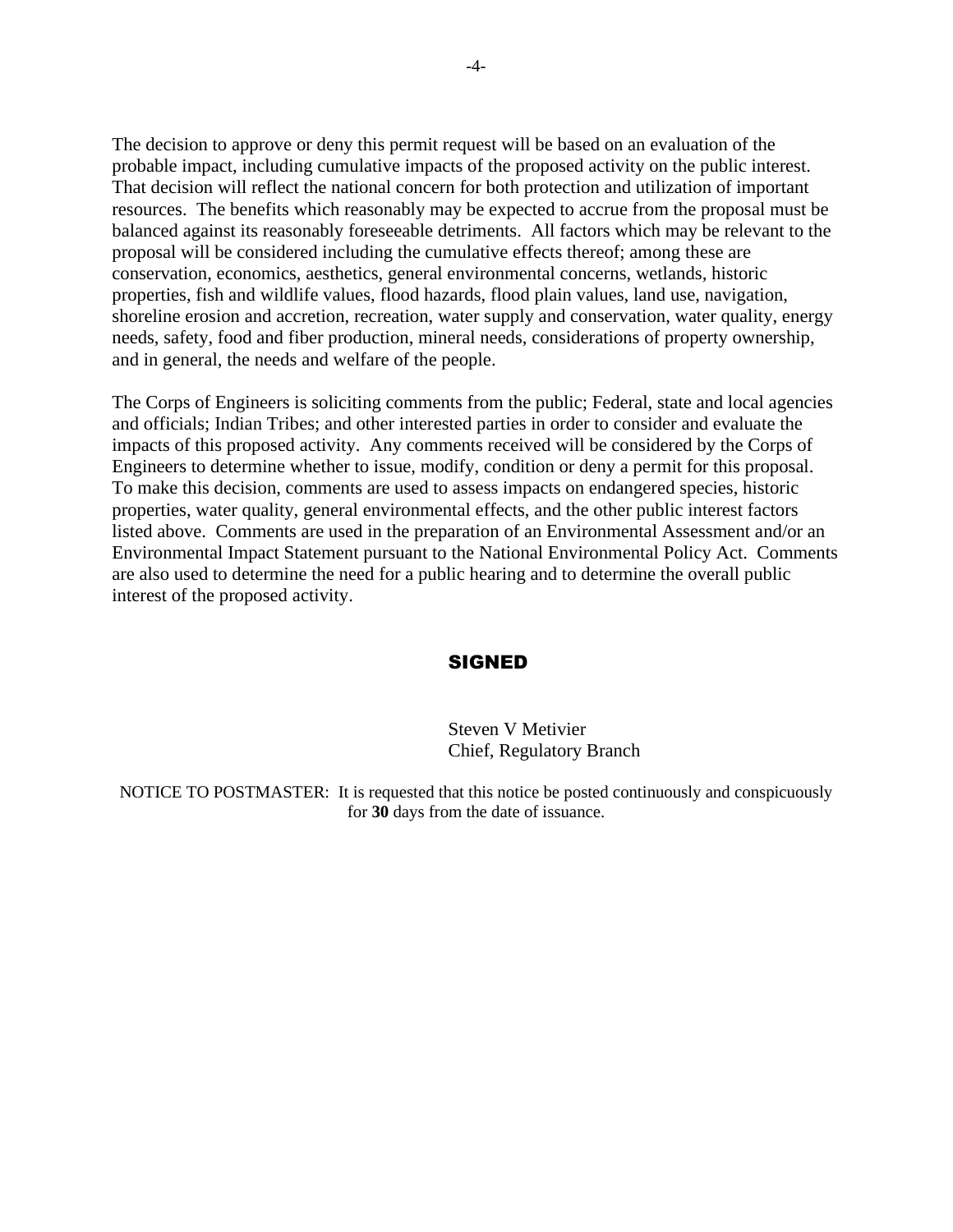The decision to approve or deny this permit request will be based on an evaluation of the probable impact, including cumulative impacts of the proposed activity on the public interest. That decision will reflect the national concern for both protection and utilization of important resources. The benefits which reasonably may be expected to accrue from the proposal must be balanced against its reasonably foreseeable detriments. All factors which may be relevant to the proposal will be considered including the cumulative effects thereof; among these are conservation, economics, aesthetics, general environmental concerns, wetlands, historic properties, fish and wildlife values, flood hazards, flood plain values, land use, navigation, shoreline erosion and accretion, recreation, water supply and conservation, water quality, energy needs, safety, food and fiber production, mineral needs, considerations of property ownership, and in general, the needs and welfare of the people.

The Corps of Engineers is soliciting comments from the public; Federal, state and local agencies and officials; Indian Tribes; and other interested parties in order to consider and evaluate the impacts of this proposed activity. Any comments received will be considered by the Corps of Engineers to determine whether to issue, modify, condition or deny a permit for this proposal. To make this decision, comments are used to assess impacts on endangered species, historic properties, water quality, general environmental effects, and the other public interest factors listed above. Comments are used in the preparation of an Environmental Assessment and/or an Environmental Impact Statement pursuant to the National Environmental Policy Act. Comments are also used to determine the need for a public hearing and to determine the overall public interest of the proposed activity.

**SIGNED**

Steven V Metivier
Chief, Regulatory Branch

NOTICE TO POSTMASTER: It is requested that this notice be posted continuously and conspicuously for **30** days from the date of issuance.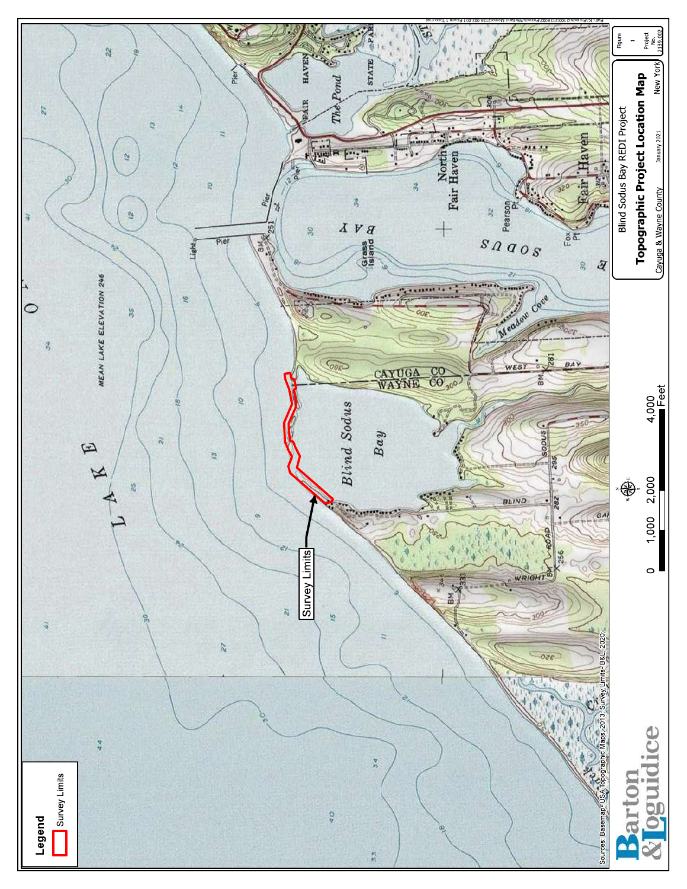Blind Sodus Bay REDI Project

**Topographic Project Location Map**

Cayuga & Wayne County

January 2021

New York

Figure 1

Project No. 2139.002

**Legend**

Survey Limits

Survey Limits

0 1,000 2,000 4,000 Feet

Sources: Basemap- USA Topographic Maps, 2013; Survey Limits- B&L, 2020.

Barton & Loguidice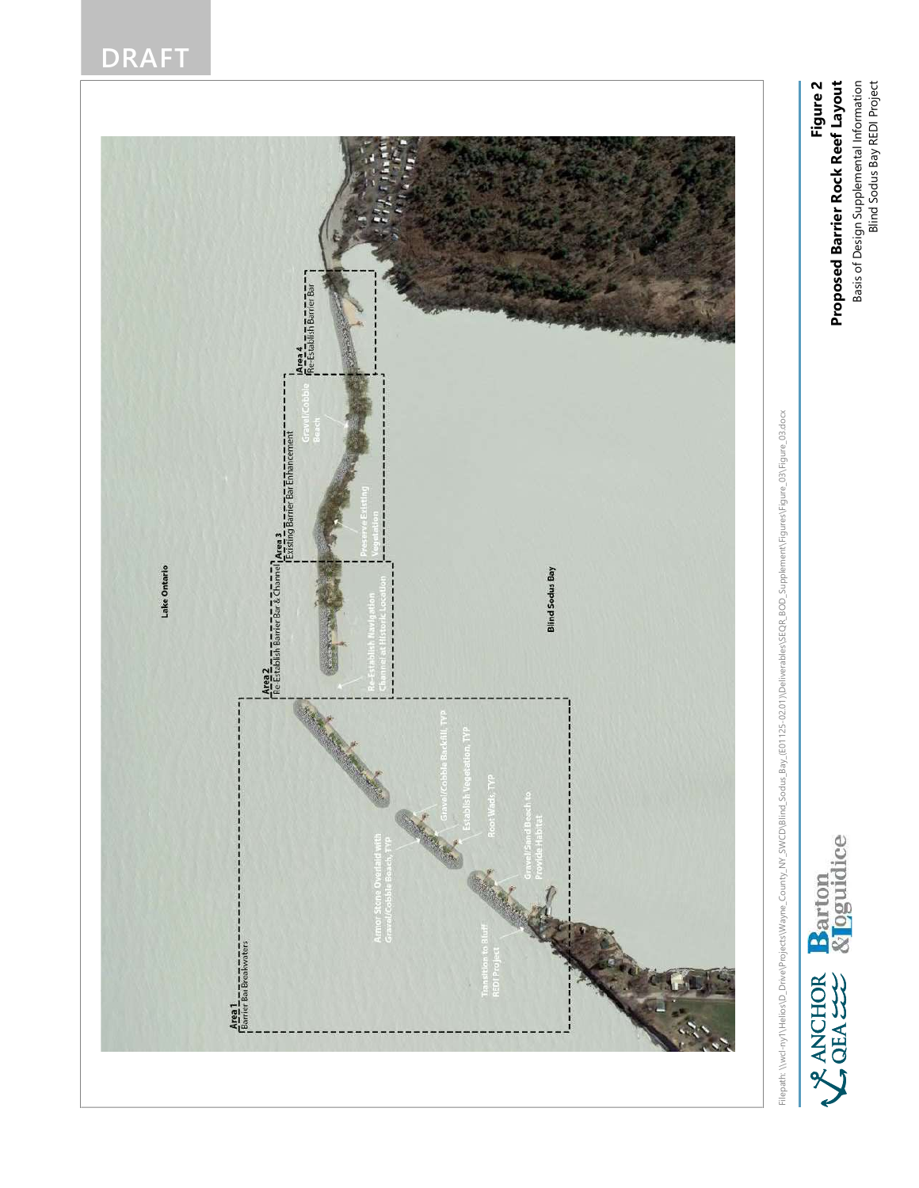DRAFT

Lake Ontario

Blind Sodus Bay

**Area 1**
Barrier Bar Breakwaters

**Area 2**
Re-Establish Barrier Bar & Channel

**Area 3**
Existing Barrier Bar Enhancement

**Area 4**
Re-Establish Barrier Bar

Re-Establish Navigation Channel at Historic Location

Preserve Existing Vegetation

Gravel/Cobble Beach

Armor Stone Overlaid with Gravel/Cobble Beach, TYP

Gravel/Cobble Backfill, TYP

Establish Vegetation, TYP

Root Wads, TYP

Gravel/Sand Beach to Provide Habitat

Transition to Bluff REDI Project

Filepath: \\wcl-ny1\Helios\D_Drive\Projects\Wayne_County_NY_SWCD\Blind_Sodus_Bay_(E01125-02.01)\Deliverables\SEQR_BOD_Supplement\Figures\Figure_03\Figure_03.docx

ANCHOR QEA | Barton & Loguidice

**Figure 2**
**Proposed Barrier Rock Reef Layout**
Basis of Design Supplemental Information
Blind Sodus Bay REDI Project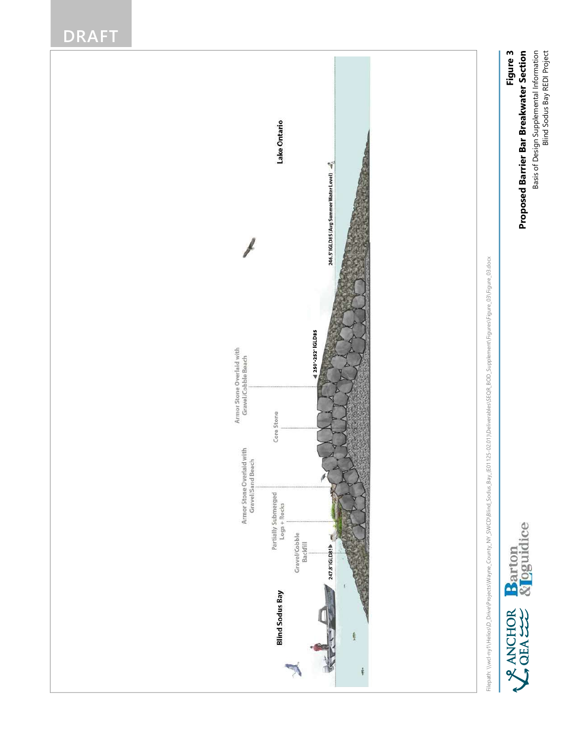DRAFT

Blind Sodus Bay

Lake Ontario

Armor Stone Overlaid with Gravel/Cobble Beach

Core Stone

Armor Stone Overlaid with Gravel/Sand Beach

Partially Submerged Logs + Rocks

Gravel/Cobble Backfill

247.8' IGLD85

250'-252' IGLD85

246.5' IGLD85 (Avg Summer Water Level)

Filepath: \\wcl-ny1\Helios\D_Drive\Projects\Wayne_County_NY_SWCD\Blind_Sodus_Bay_(E01125-02.01)\Deliverables\SEQR_BOD_Supplement\Figures\Figure_03\Figure_03.docx

ANCHOR QEA

Barton & Loguidice

**Figure 3**
**Proposed Barrier Bar Breakwater Section**
Basis of Design Supplemental Information
Blind Sodus Bay REDI Project